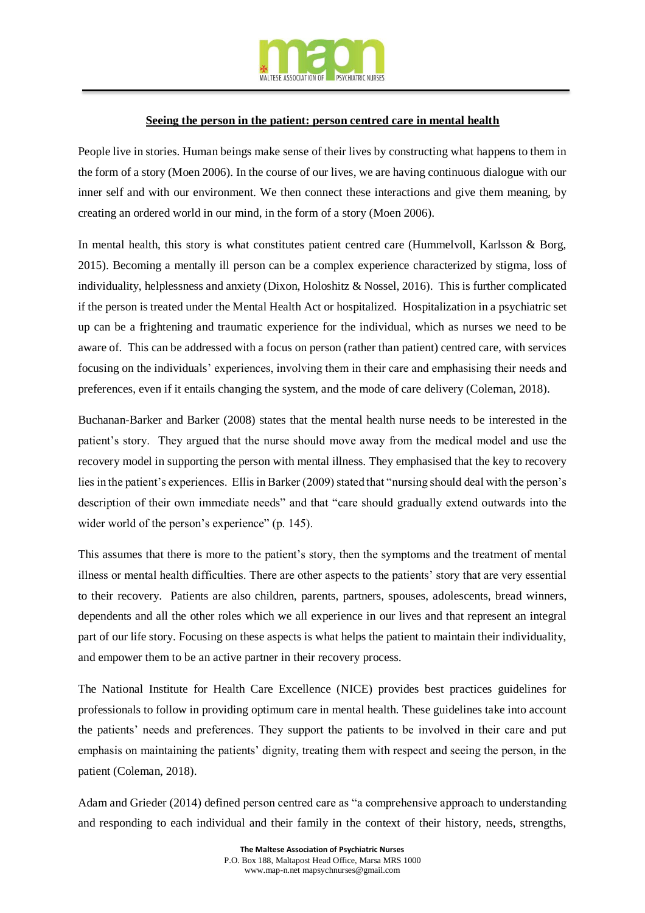# Seeing the person in the patient: person centred care in mental health

People live in stories. Human beings make sense of their lives by constructing what happens to them in the form of a story (Moen 2006). In the course of our lives, we are having continuous dialogue with our inner self and with our environment. We then connect these interactions and give them meaning, by creating an ordered world in our mind, in the form of a story (Moen 2006).

In mental health, this story is what constitutes patient centred care (Hummelvoll, Karlsson & Borg, 2015). Becoming a mentally ill person can be a complex experience characterized by stigma, loss of individuality, helplessness and anxiety (Dixon, Holoshitz & Nossel, 2016). This is further complicated if the person is treated under the Mental Health Act or hospitalized. Hospitalization in a psychiatric set up can be a frightening and traumatic experience for the individual, which as nurses we need to be aware of. This can be addressed with a focus on person (rather than patient) centred care, with services focusing on the individuals' experiences, involving them in their care and emphasising their needs and preferences, even if it entails changing the system, and the mode of care delivery (Coleman, 2018).

Buchanan-Barker and Barker (2008) states that the mental health nurse needs to be interested in the patient's story. They argued that the nurse should move away from the medical model and use the recovery model in supporting the person with mental illness. They emphasised that the key to recovery lies in the patient's experiences. Ellis in Barker (2009) stated that "nursing should deal with the person's description of their own immediate needs" and that "care should gradually extend outwards into the wider world of the person's experience" (p. 145).

This assumes that there is more to the patient's story, then the symptoms and the treatment of mental illness or mental health difficulties. There are other aspects to the patients' story that are very essential to their recovery. Patients are also children, parents, partners, spouses, adolescents, bread winners, dependents and all the other roles which we all experience in our lives and that represent an integral part of our life story. Focusing on these aspects is what helps the patient to maintain their individuality, and empower them to be an active partner in their recovery process.

The National Institute for Health Care Excellence (NICE) provides best practices guidelines for professionals to follow in providing optimum care in mental health. These guidelines take into account the patients' needs and preferences. They support the patients to be involved in their care and put emphasis on maintaining the patients' dignity, treating them with respect and seeing the person, in the patient (Coleman, 2018).

Adam and Grieder (2014) defined person centred care as "a comprehensive approach to understanding and responding to each individual and their family in the context of their history, needs, strengths,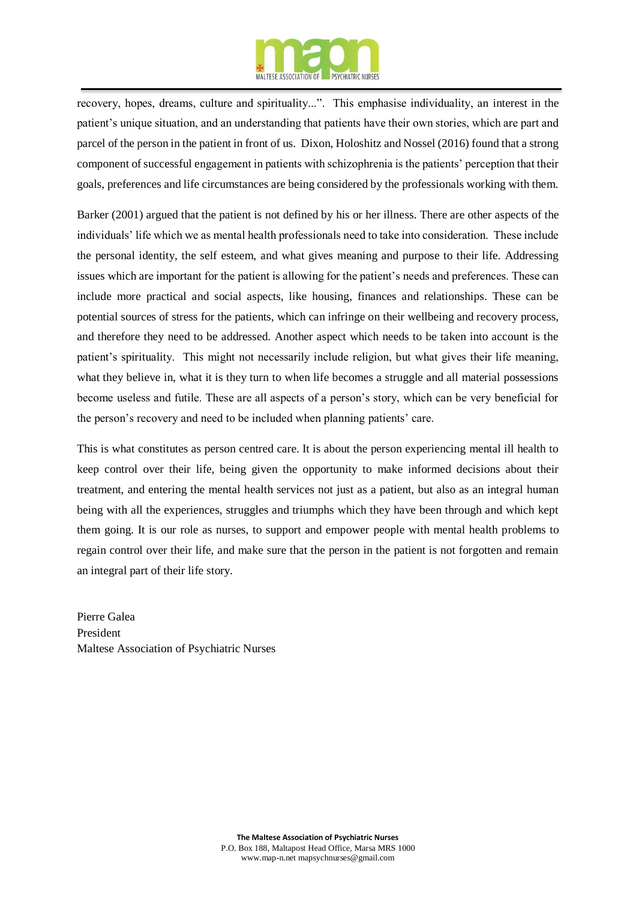recovery, hopes, dreams, culture and spirituality...". This emphasise individuality, an interest in the patient's unique situation, and an understanding that patients have their own stories, which are part and parcel of the person in the patient in front of us. Dixon, Holoshitz and Nossel (2016) found that a strong component of successful engagement in patients with schizophrenia is the patients' perception that their goals, preferences and life circumstances are being considered by the professionals working with them.

Barker (2001) argued that the patient is not defined by his or her illness. There are other aspects of the individuals' life which we as mental health professionals need to take into consideration. These include the personal identity, the self esteem, and what gives meaning and purpose to their life. Addressing issues which are important for the patient is allowing for the patient's needs and preferences. These can include more practical and social aspects, like housing, finances and relationships. These can be potential sources of stress for the patients, which can infringe on their wellbeing and recovery process, and therefore they need to be addressed. Another aspect which needs to be taken into account is the patient's spirituality. This might not necessarily include religion, but what gives their life meaning, what they believe in, what it is they turn to when life becomes a struggle and all material possessions become useless and futile. These are all aspects of a person's story, which can be very beneficial for the person's recovery and need to be included when planning patients' care.

This is what constitutes as person centred care. It is about the person experiencing mental ill health to keep control over their life, being given the opportunity to make informed decisions about their treatment, and entering the mental health services not just as a patient, but also as an integral human being with all the experiences, struggles and triumphs which they have been through and which kept them going. It is our role as nurses, to support and empower people with mental health problems to regain control over their life, and make sure that the person in the patient is not forgotten and remain an integral part of their life story.

Pierre Galea
President
Maltese Association of Psychiatric Nurses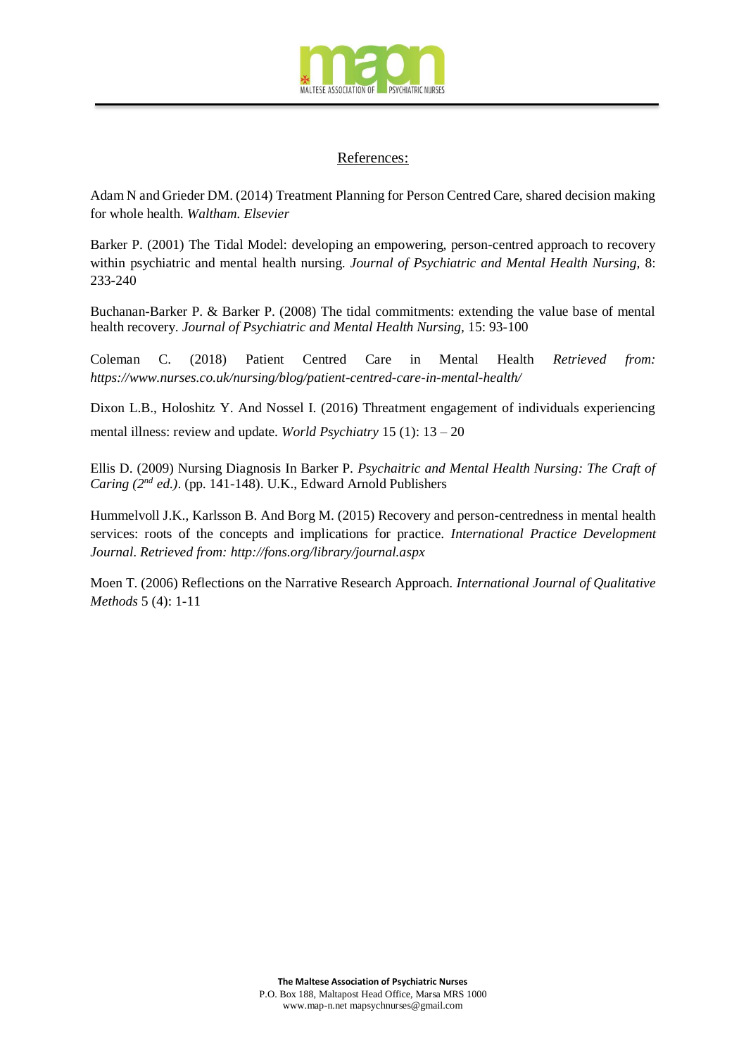## References:

Adam N and Grieder DM. (2014) Treatment Planning for Person Centred Care, shared decision making for whole health. *Waltham. Elsevier*

Barker P. (2001) The Tidal Model: developing an empowering, person-centred approach to recovery within psychiatric and mental health nursing. *Journal of Psychiatric and Mental Health Nursing,* 8: 233-240

Buchanan-Barker P. & Barker P. (2008) The tidal commitments: extending the value base of mental health recovery. *Journal of Psychiatric and Mental Health Nursing,* 15: 93-100

Coleman C. (2018) Patient Centred Care in Mental Health *Retrieved from: https://www.nurses.co.uk/nursing/blog/patient-centred-care-in-mental-health/*

Dixon L.B., Holoshitz Y. And Nossel I. (2016) Threatment engagement of individuals experiencing mental illness: review and update. *World Psychiatry* 15 (1): 13 – 20

Ellis D. (2009) Nursing Diagnosis In Barker P. *Psychaitric and Mental Health Nursing: The Craft of Caring (2nd ed.)*. (pp. 141-148). U.K., Edward Arnold Publishers

Hummelvoll J.K., Karlsson B. And Borg M. (2015) Recovery and person-centredness in mental health services: roots of the concepts and implications for practice. *International Practice Development Journal. Retrieved from: http://fons.org/library/journal.aspx*

Moen T. (2006) Reflections on the Narrative Research Approach. *International Journal of Qualitative Methods* 5 (4): 1-11